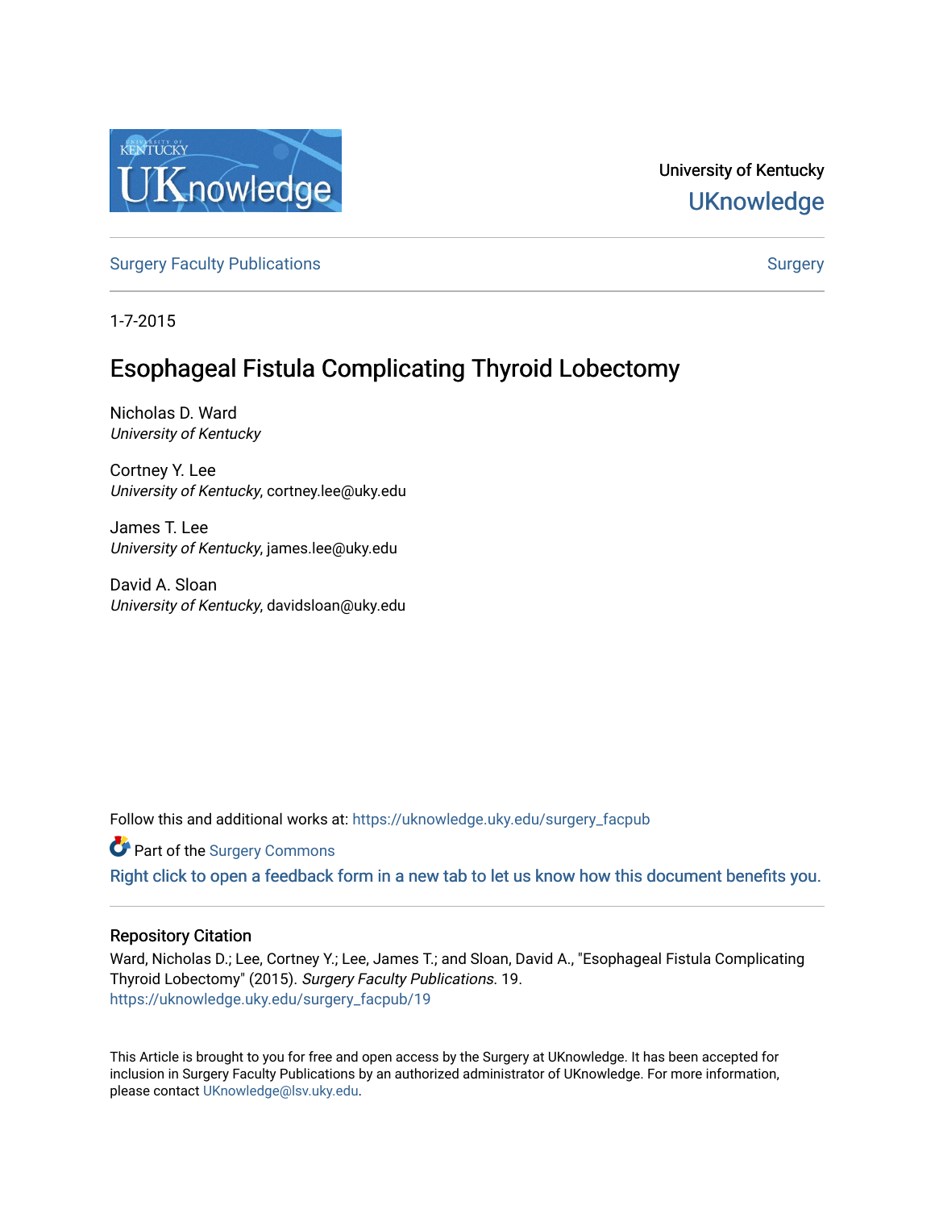University of Kentucky

UKnowledge

Surgery Faculty Publications

Surgery

1-7-2015

# Esophageal Fistula Complicating Thyroid Lobectomy

Nicholas D. Ward
*University of Kentucky*

Cortney Y. Lee
*University of Kentucky*, cortney.lee@uky.edu

James T. Lee
*University of Kentucky*, james.lee@uky.edu

David A. Sloan
*University of Kentucky*, davidsloan@uky.edu

Follow this and additional works at: https://uknowledge.uky.edu/surgery_facpub

Part of the Surgery Commons

Right click to open a feedback form in a new tab to let us know how this document benefits you.

## Repository Citation

Ward, Nicholas D.; Lee, Cortney Y.; Lee, James T.; and Sloan, David A., "Esophageal Fistula Complicating Thyroid Lobectomy" (2015). *Surgery Faculty Publications*. 19.
https://uknowledge.uky.edu/surgery_facpub/19

This Article is brought to you for free and open access by the Surgery at UKnowledge. It has been accepted for inclusion in Surgery Faculty Publications by an authorized administrator of UKnowledge. For more information, please contact UKnowledge@lsv.uky.edu.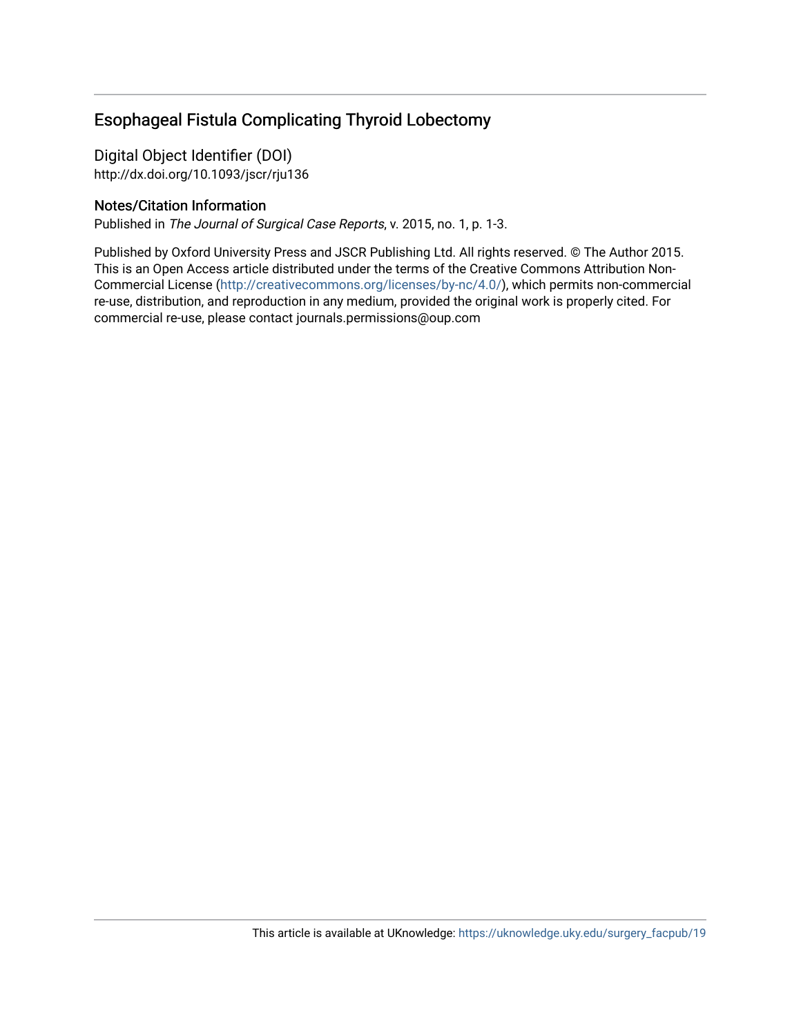## Esophageal Fistula Complicating Thyroid Lobectomy

### Digital Object Identifier (DOI)

http://dx.doi.org/10.1093/jscr/rju136

### Notes/Citation Information

Published in *The Journal of Surgical Case Reports*, v. 2015, no. 1, p. 1-3.

Published by Oxford University Press and JSCR Publishing Ltd. All rights reserved. © The Author 2015. This is an Open Access article distributed under the terms of the Creative Commons Attribution Non-Commercial License (http://creativecommons.org/licenses/by-nc/4.0/), which permits non-commercial re-use, distribution, and reproduction in any medium, provided the original work is properly cited. For commercial re-use, please contact journals.permissions@oup.com

This article is available at UKnowledge: https://uknowledge.uky.edu/surgery_facpub/19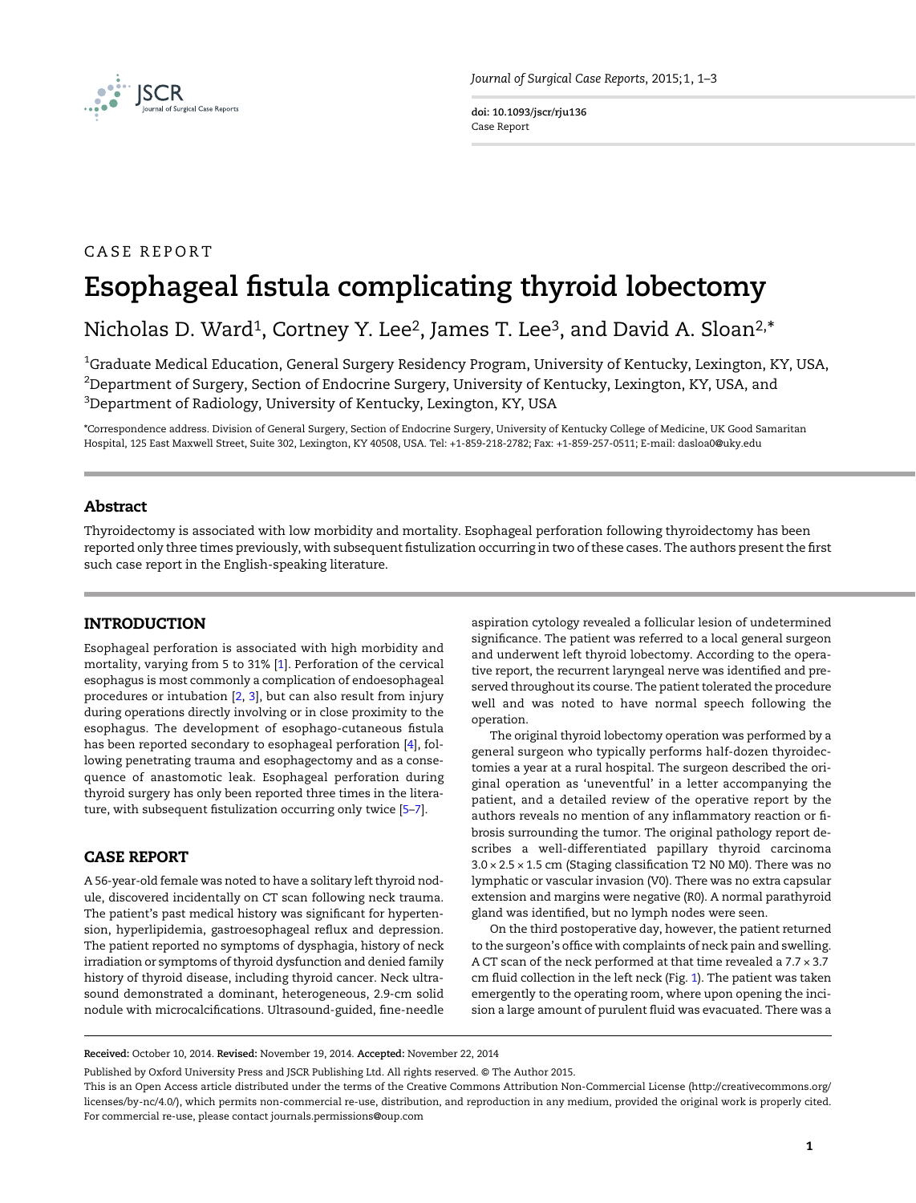CASE REPORT

# Esophageal fistula complicating thyroid lobectomy

Nicholas D. Ward[1], Cortney Y. Lee[2], James T. Lee[3], and David A. Sloan[2,*]

[1]Graduate Medical Education, General Surgery Residency Program, University of Kentucky, Lexington, KY, USA, [2]Department of Surgery, Section of Endocrine Surgery, University of Kentucky, Lexington, KY, USA, and [3]Department of Radiology, University of Kentucky, Lexington, KY, USA

*Correspondence address. Division of General Surgery, Section of Endocrine Surgery, University of Kentucky College of Medicine, UK Good Samaritan Hospital, 125 East Maxwell Street, Suite 302, Lexington, KY 40508, USA. Tel: +1-859-218-2782; Fax: +1-859-257-0511; E-mail: dasloa0@uky.edu

## Abstract

Thyroidectomy is associated with low morbidity and mortality. Esophageal perforation following thyroidectomy has been reported only three times previously, with subsequent fistulization occurring in two of these cases. The authors present the first such case report in the English-speaking literature.

## INTRODUCTION

Esophageal perforation is associated with high morbidity and mortality, varying from 5 to 31% [1]. Perforation of the cervical esophagus is most commonly a complication of endoesophageal procedures or intubation [2, 3], but can also result from injury during operations directly involving or in close proximity to the esophagus. The development of esophago-cutaneous fistula has been reported secondary to esophageal perforation [4], following penetrating trauma and esophagectomy and as a consequence of anastomotic leak. Esophageal perforation during thyroid surgery has only been reported three times in the literature, with subsequent fistulization occurring only twice [5–7].

## CASE REPORT

A 56-year-old female was noted to have a solitary left thyroid nodule, discovered incidentally on CT scan following neck trauma. The patient's past medical history was significant for hypertension, hyperlipidemia, gastroesophageal reflux and depression. The patient reported no symptoms of dysphagia, history of neck irradiation or symptoms of thyroid dysfunction and denied family history of thyroid disease, including thyroid cancer. Neck ultrasound demonstrated a dominant, heterogeneous, 2.9-cm solid nodule with microcalcifications. Ultrasound-guided, fine-needle aspiration cytology revealed a follicular lesion of undetermined significance. The patient was referred to a local general surgeon and underwent left thyroid lobectomy. According to the operative report, the recurrent laryngeal nerve was identified and preserved throughout its course. The patient tolerated the procedure well and was noted to have normal speech following the operation.

The original thyroid lobectomy operation was performed by a general surgeon who typically performs half-dozen thyroidectomies a year at a rural hospital. The surgeon described the original operation as 'uneventful' in a letter accompanying the patient, and a detailed review of the operative report by the authors reveals no mention of any inflammatory reaction or fibrosis surrounding the tumor. The original pathology report describes a well-differentiated papillary thyroid carcinoma $3.0 \times 2.5 \times 1.5$ cm (Staging classification T2 N0 M0). There was no lymphatic or vascular invasion (V0). There was no extra capsular extension and margins were negative (R0). A normal parathyroid gland was identified, but no lymph nodes were seen.

On the third postoperative day, however, the patient returned to the surgeon's office with complaints of neck pain and swelling. A CT scan of the neck performed at that time revealed a $7.7 \times 3.7$ cm fluid collection in the left neck (Fig. 1). The patient was taken emergently to the operating room, where upon opening the incision a large amount of purulent fluid was evacuated. There was a

**Received:** October 10, 2014. **Revised:** November 19, 2014. **Accepted:** November 22, 2014

Published by Oxford University Press and JSCR Publishing Ltd. All rights reserved. © The Author 2015.

This is an Open Access article distributed under the terms of the Creative Commons Attribution Non-Commercial License (http://creativecommons.org/licenses/by-nc/4.0/), which permits non-commercial re-use, distribution, and reproduction in any medium, provided the original work is properly cited. For commercial re-use, please contact journals.permissions@oup.com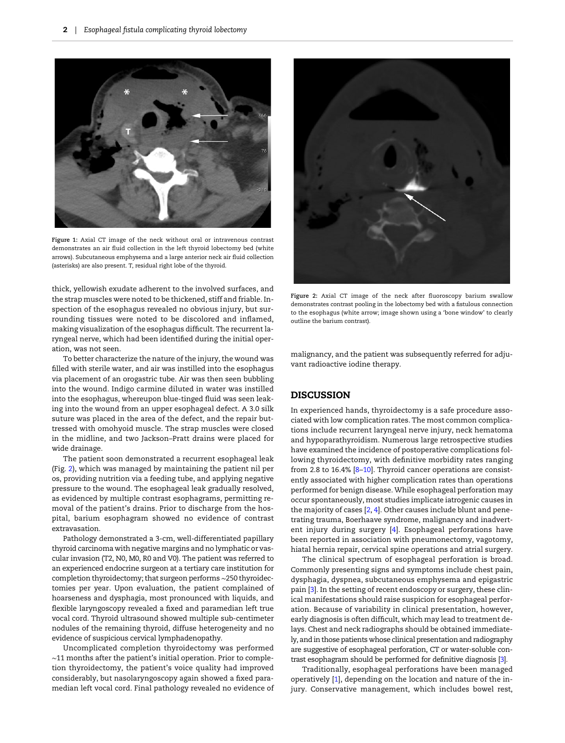Figure 1: Axial CT image of the neck without oral or intravenous contrast demonstrates an air fluid collection in the left thyroid lobectomy bed (white arrows). Subcutaneous emphysema and a large anterior neck air fluid collection (asterisks) are also present. T, residual right lobe of the thyroid.

thick, yellowish exudate adherent to the involved surfaces, and the strap muscles were noted to be thickened, stiff and friable. Inspection of the esophagus revealed no obvious injury, but surrounding tissues were noted to be discolored and inflamed, making visualization of the esophagus difficult. The recurrent laryngeal nerve, which had been identified during the initial operation, was not seen.

To better characterize the nature of the injury, the wound was filled with sterile water, and air was instilled into the esophagus via placement of an orogastric tube. Air was then seen bubbling into the wound. Indigo carmine diluted in water was instilled into the esophagus, whereupon blue-tinged fluid was seen leaking into the wound from an upper esophageal defect. A 3.0 silk suture was placed in the area of the defect, and the repair buttressed with omohyoid muscle. The strap muscles were closed in the midline, and two Jackson–Pratt drains were placed for wide drainage.

The patient soon demonstrated a recurrent esophageal leak (Fig. 2), which was managed by maintaining the patient nil per os, providing nutrition via a feeding tube, and applying negative pressure to the wound. The esophageal leak gradually resolved, as evidenced by multiple contrast esophagrams, permitting removal of the patient's drains. Prior to discharge from the hospital, barium esophagram showed no evidence of contrast extravasation.

Pathology demonstrated a 3-cm, well-differentiated papillary thyroid carcinoma with negative margins and no lymphatic or vascular invasion (T2, N0, M0, R0 and V0). The patient was referred to an experienced endocrine surgeon at a tertiary care institution for completion thyroidectomy; that surgeon performs ~250 thyroidectomies per year. Upon evaluation, the patient complained of hoarseness and dysphagia, most pronounced with liquids, and flexible laryngoscopy revealed a fixed and paramedian left true vocal cord. Thyroid ultrasound showed multiple sub-centimeter nodules of the remaining thyroid, diffuse heterogeneity and no evidence of suspicious cervical lymphadenopathy.

Uncomplicated completion thyroidectomy was performed ~11 months after the patient's initial operation. Prior to completion thyroidectomy, the patient's voice quality had improved considerably, but nasolaryngoscopy again showed a fixed paramedian left vocal cord. Final pathology revealed no evidence of malignancy, and the patient was subsequently referred for adjuvant radioactive iodine therapy.

Figure 2: Axial CT image of the neck after fluoroscopy barium swallow demonstrates contrast pooling in the lobectomy bed with a fistulous connection to the esophagus (white arrow; image shown using a 'bone window' to clearly outline the barium contrast).

## DISCUSSION

In experienced hands, thyroidectomy is a safe procedure associated with low complication rates. The most common complications include recurrent laryngeal nerve injury, neck hematoma and hypoparathyroidism. Numerous large retrospective studies have examined the incidence of postoperative complications following thyroidectomy, with definitive morbidity rates ranging from 2.8 to 16.4% [8–10]. Thyroid cancer operations are consistently associated with higher complication rates than operations performed for benign disease. While esophageal perforation may occur spontaneously, most studies implicate iatrogenic causes in the majority of cases [2, 4]. Other causes include blunt and penetrating trauma, Boerhaave syndrome, malignancy and inadvertent injury during surgery [4]. Esophageal perforations have been reported in association with pneumonectomy, vagotomy, hiatal hernia repair, cervical spine operations and atrial surgery.

The clinical spectrum of esophageal perforation is broad. Commonly presenting signs and symptoms include chest pain, dysphagia, dyspnea, subcutaneous emphysema and epigastric pain [3]. In the setting of recent endoscopy or surgery, these clinical manifestations should raise suspicion for esophageal perforation. Because of variability in clinical presentation, however, early diagnosis is often difficult, which may lead to treatment delays. Chest and neck radiographs should be obtained immediately, and in those patients whose clinical presentation and radiography are suggestive of esophageal perforation, CT or water-soluble contrast esophagram should be performed for definitive diagnosis [3].

Traditionally, esophageal perforations have been managed operatively [1], depending on the location and nature of the injury. Conservative management, which includes bowel rest,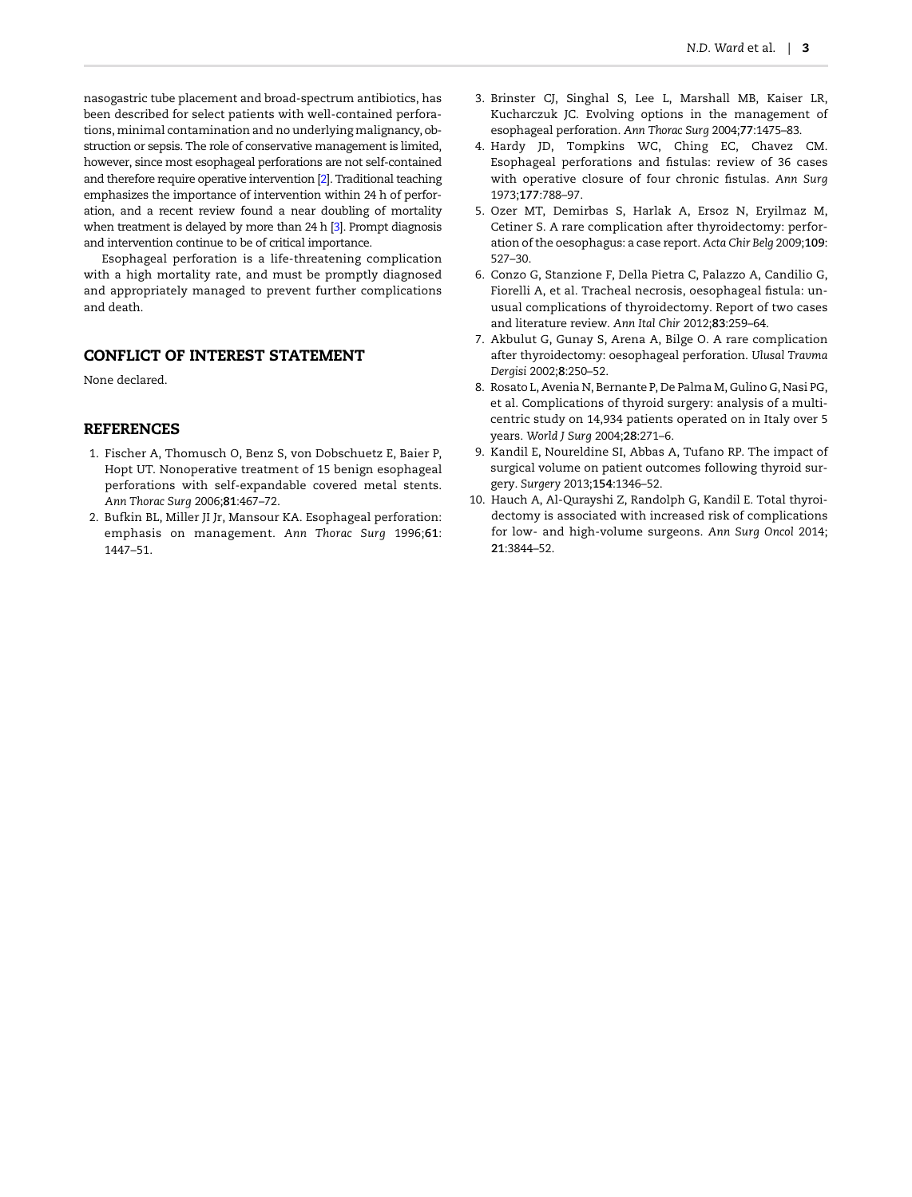nasogastric tube placement and broad-spectrum antibiotics, has been described for select patients with well-contained perforations, minimal contamination and no underlying malignancy, obstruction or sepsis. The role of conservative management is limited, however, since most esophageal perforations are not self-contained and therefore require operative intervention [2]. Traditional teaching emphasizes the importance of intervention within 24 h of perforation, and a recent review found a near doubling of mortality when treatment is delayed by more than 24 h [3]. Prompt diagnosis and intervention continue to be of critical importance.

Esophageal perforation is a life-threatening complication with a high mortality rate, and must be promptly diagnosed and appropriately managed to prevent further complications and death.

## CONFLICT OF INTEREST STATEMENT

None declared.

## REFERENCES

1. Fischer A, Thomusch O, Benz S, von Dobschuetz E, Baier P, Hopt UT. Nonoperative treatment of 15 benign esophageal perforations with self-expandable covered metal stents. *Ann Thorac Surg* 2006;**81**:467–72.
2. Bufkin BL, Miller JI Jr, Mansour KA. Esophageal perforation: emphasis on management. *Ann Thorac Surg* 1996;**61**: 1447–51.
3. Brinster CJ, Singhal S, Lee L, Marshall MB, Kaiser LR, Kucharczuk JC. Evolving options in the management of esophageal perforation. *Ann Thorac Surg* 2004;**77**:1475–83.
4. Hardy JD, Tompkins WC, Ching EC, Chavez CM. Esophageal perforations and fistulas: review of 36 cases with operative closure of four chronic fistulas. *Ann Surg* 1973;**177**:788–97.
5. Ozer MT, Demirbas S, Harlak A, Ersoz N, Eryilmaz M, Cetiner S. A rare complication after thyroidectomy: perforation of the oesophagus: a case report. *Acta Chir Belg* 2009;**109**: 527–30.
6. Conzo G, Stanzione F, Della Pietra C, Palazzo A, Candilio G, Fiorelli A, et al. Tracheal necrosis, oesophageal fistula: unusual complications of thyroidectomy. Report of two cases and literature review. *Ann Ital Chir* 2012;**83**:259–64.
7. Akbulut G, Gunay S, Arena A, Bilge O. A rare complication after thyroidectomy: oesophageal perforation. *Ulusal Travma Dergisi* 2002;**8**:250–52.
8. Rosato L, Avenia N, Bernante P, De Palma M, Gulino G, Nasi PG, et al. Complications of thyroid surgery: analysis of a multicentric study on 14,934 patients operated on in Italy over 5 years. *World J Surg* 2004;**28**:271–6.
9. Kandil E, Noureldine SI, Abbas A, Tufano RP. The impact of surgical volume on patient outcomes following thyroid surgery. *Surgery* 2013;**154**:1346–52.
10. Hauch A, Al-Qurayshi Z, Randolph G, Kandil E. Total thyroidectomy is associated with increased risk of complications for low- and high-volume surgeons. *Ann Surg Oncol* 2014; **21**:3844–52.